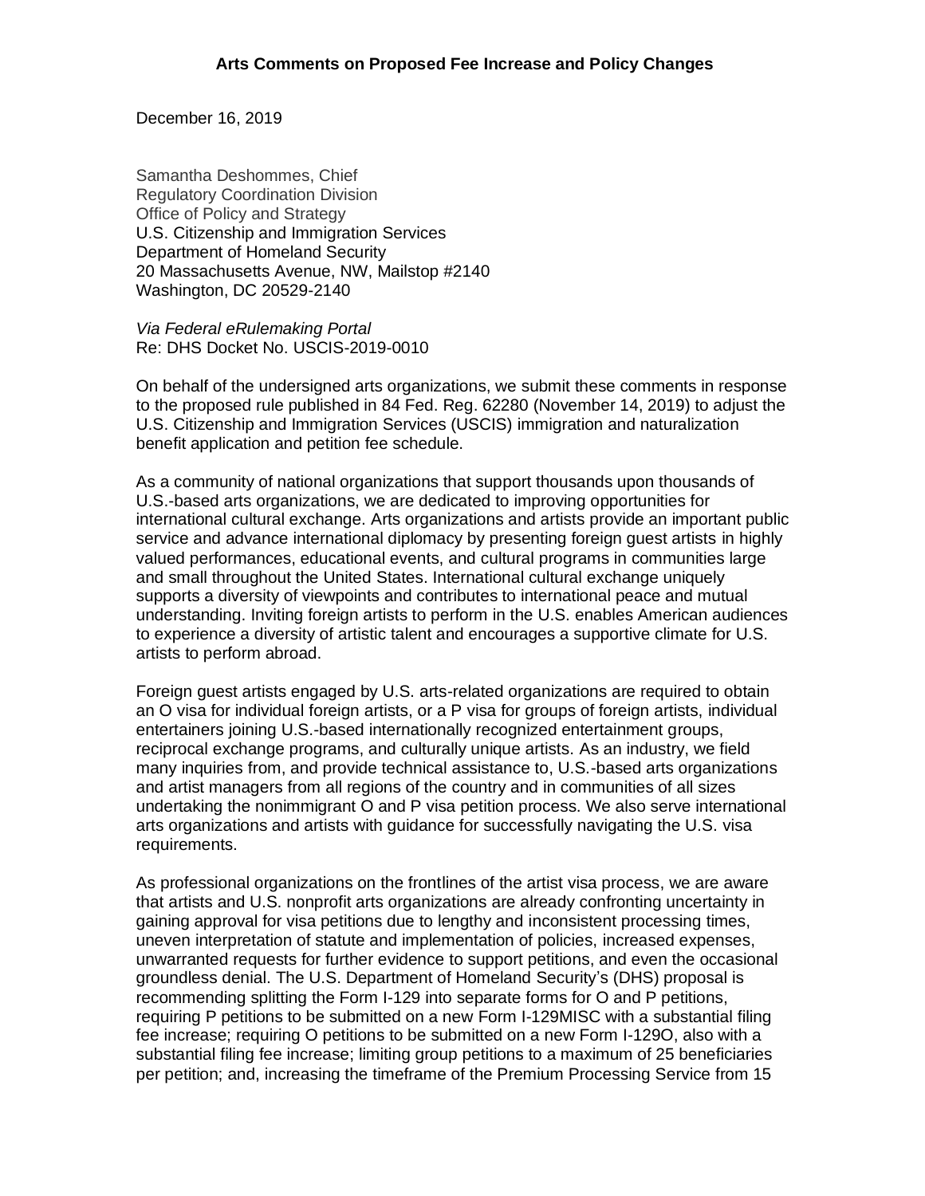**Arts Comments on Proposed Fee Increase and Policy Changes**

December 16, 2019

Samantha Deshommes, Chief
Regulatory Coordination Division
Office of Policy and Strategy
U.S. Citizenship and Immigration Services
Department of Homeland Security
20 Massachusetts Avenue, NW, Mailstop #2140
Washington, DC 20529-2140

*Via Federal eRulemaking Portal*
Re: DHS Docket No. USCIS-2019-0010

On behalf of the undersigned arts organizations, we submit these comments in response to the proposed rule published in 84 Fed. Reg. 62280 (November 14, 2019) to adjust the U.S. Citizenship and Immigration Services (USCIS) immigration and naturalization benefit application and petition fee schedule.

As a community of national organizations that support thousands upon thousands of U.S.-based arts organizations, we are dedicated to improving opportunities for international cultural exchange. Arts organizations and artists provide an important public service and advance international diplomacy by presenting foreign guest artists in highly valued performances, educational events, and cultural programs in communities large and small throughout the United States. International cultural exchange uniquely supports a diversity of viewpoints and contributes to international peace and mutual understanding. Inviting foreign artists to perform in the U.S. enables American audiences to experience a diversity of artistic talent and encourages a supportive climate for U.S. artists to perform abroad.

Foreign guest artists engaged by U.S. arts-related organizations are required to obtain an O visa for individual foreign artists, or a P visa for groups of foreign artists, individual entertainers joining U.S.-based internationally recognized entertainment groups, reciprocal exchange programs, and culturally unique artists. As an industry, we field many inquiries from, and provide technical assistance to, U.S.-based arts organizations and artist managers from all regions of the country and in communities of all sizes undertaking the nonimmigrant O and P visa petition process. We also serve international arts organizations and artists with guidance for successfully navigating the U.S. visa requirements.

As professional organizations on the frontlines of the artist visa process, we are aware that artists and U.S. nonprofit arts organizations are already confronting uncertainty in gaining approval for visa petitions due to lengthy and inconsistent processing times, uneven interpretation of statute and implementation of policies, increased expenses, unwarranted requests for further evidence to support petitions, and even the occasional groundless denial. The U.S. Department of Homeland Security's (DHS) proposal is recommending splitting the Form I-129 into separate forms for O and P petitions, requiring P petitions to be submitted on a new Form I-129MISC with a substantial filing fee increase; requiring O petitions to be submitted on a new Form I-129O, also with a substantial filing fee increase; limiting group petitions to a maximum of 25 beneficiaries per petition; and, increasing the timeframe of the Premium Processing Service from 15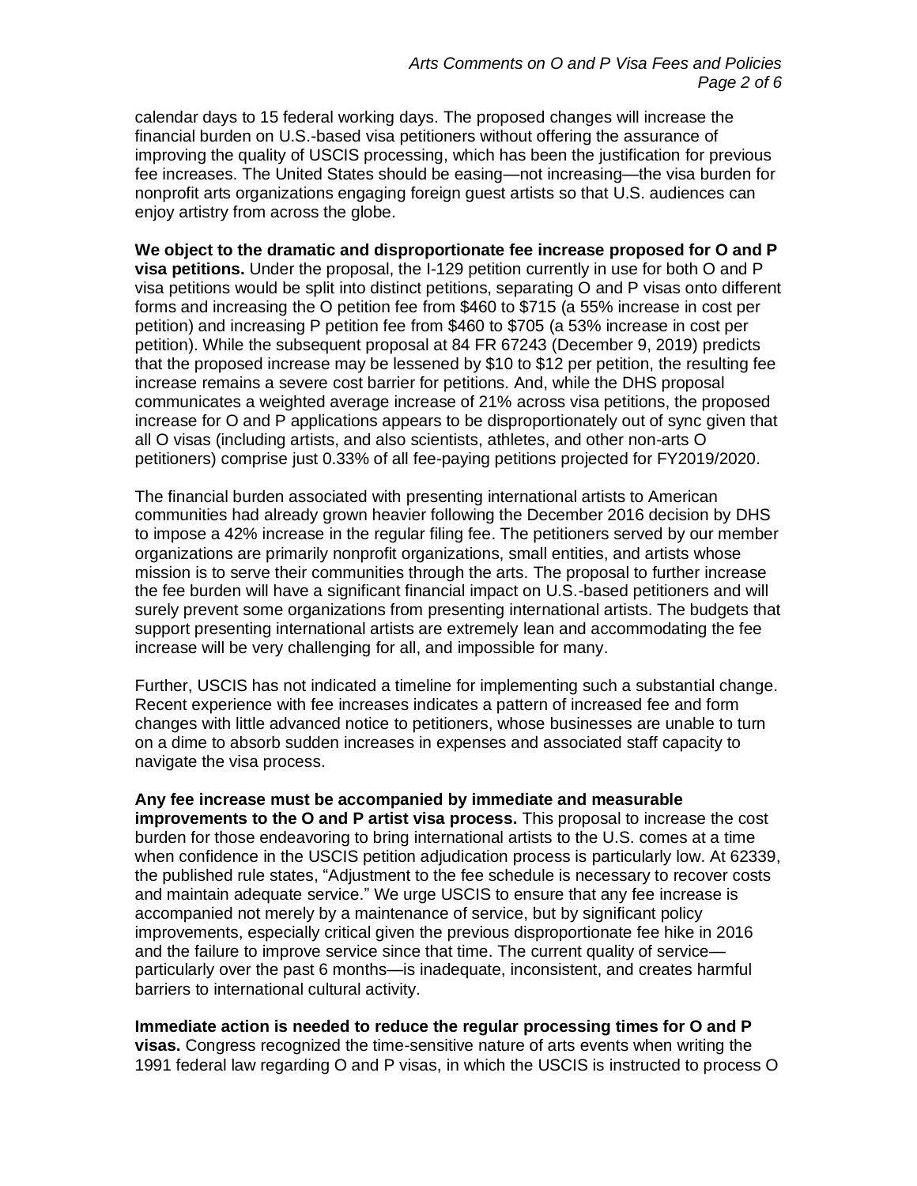calendar days to 15 federal working days. The proposed changes will increase the financial burden on U.S.-based visa petitioners without offering the assurance of improving the quality of USCIS processing, which has been the justification for previous fee increases. The United States should be easing—not increasing—the visa burden for nonprofit arts organizations engaging foreign guest artists so that U.S. audiences can enjoy artistry from across the globe.

**We object to the dramatic and disproportionate fee increase proposed for O and P visa petitions.** Under the proposal, the I-129 petition currently in use for both O and P visa petitions would be split into distinct petitions, separating O and P visas onto different forms and increasing the O petition fee from $460 to $715 (a 55% increase in cost per petition) and increasing P petition fee from $460 to $705 (a 53% increase in cost per petition). While the subsequent proposal at 84 FR 67243 (December 9, 2019) predicts that the proposed increase may be lessened by $10 to $12 per petition, the resulting fee increase remains a severe cost barrier for petitions. And, while the DHS proposal communicates a weighted average increase of 21% across visa petitions, the proposed increase for O and P applications appears to be disproportionately out of sync given that all O visas (including artists, and also scientists, athletes, and other non-arts O petitioners) comprise just 0.33% of all fee-paying petitions projected for FY2019/2020.

The financial burden associated with presenting international artists to American communities had already grown heavier following the December 2016 decision by DHS to impose a 42% increase in the regular filing fee. The petitioners served by our member organizations are primarily nonprofit organizations, small entities, and artists whose mission is to serve their communities through the arts. The proposal to further increase the fee burden will have a significant financial impact on U.S.-based petitioners and will surely prevent some organizations from presenting international artists. The budgets that support presenting international artists are extremely lean and accommodating the fee increase will be very challenging for all, and impossible for many.

Further, USCIS has not indicated a timeline for implementing such a substantial change. Recent experience with fee increases indicates a pattern of increased fee and form changes with little advanced notice to petitioners, whose businesses are unable to turn on a dime to absorb sudden increases in expenses and associated staff capacity to navigate the visa process.

**Any fee increase must be accompanied by immediate and measurable improvements to the O and P artist visa process.** This proposal to increase the cost burden for those endeavoring to bring international artists to the U.S. comes at a time when confidence in the USCIS petition adjudication process is particularly low. At 62339, the published rule states, "Adjustment to the fee schedule is necessary to recover costs and maintain adequate service." We urge USCIS to ensure that any fee increase is accompanied not merely by a maintenance of service, but by significant policy improvements, especially critical given the previous disproportionate fee hike in 2016 and the failure to improve service since that time. The current quality of service—particularly over the past 6 months—is inadequate, inconsistent, and creates harmful barriers to international cultural activity.

**Immediate action is needed to reduce the regular processing times for O and P visas.** Congress recognized the time-sensitive nature of arts events when writing the 1991 federal law regarding O and P visas, in which the USCIS is instructed to process O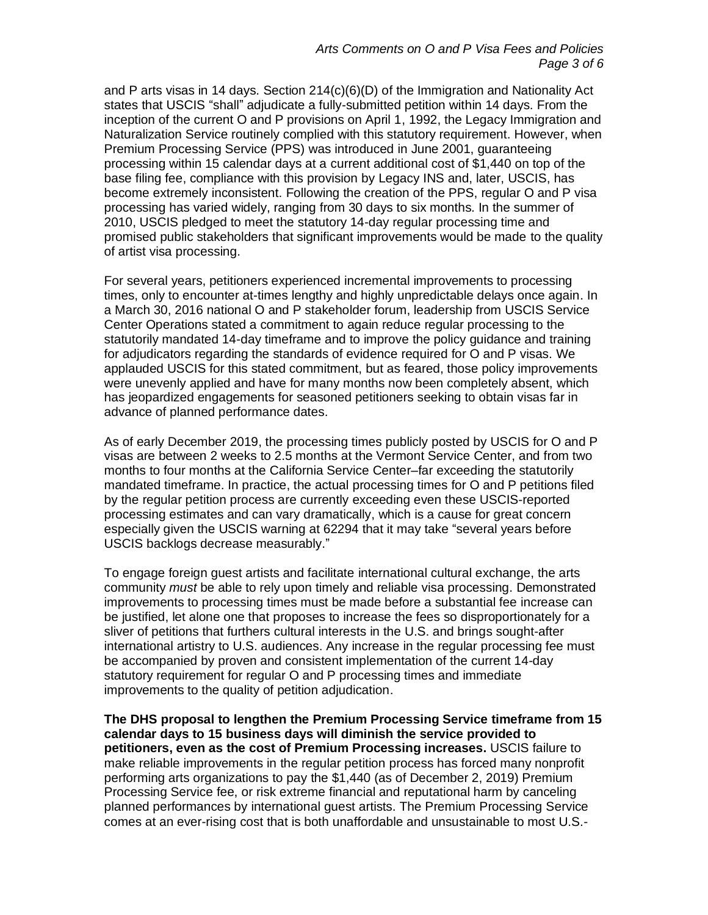and P arts visas in 14 days. Section 214(c)(6)(D) of the Immigration and Nationality Act states that USCIS "shall" adjudicate a fully-submitted petition within 14 days. From the inception of the current O and P provisions on April 1, 1992, the Legacy Immigration and Naturalization Service routinely complied with this statutory requirement. However, when Premium Processing Service (PPS) was introduced in June 2001, guaranteeing processing within 15 calendar days at a current additional cost of $1,440 on top of the base filing fee, compliance with this provision by Legacy INS and, later, USCIS, has become extremely inconsistent. Following the creation of the PPS, regular O and P visa processing has varied widely, ranging from 30 days to six months. In the summer of 2010, USCIS pledged to meet the statutory 14-day regular processing time and promised public stakeholders that significant improvements would be made to the quality of artist visa processing.

For several years, petitioners experienced incremental improvements to processing times, only to encounter at-times lengthy and highly unpredictable delays once again. In a March 30, 2016 national O and P stakeholder forum, leadership from USCIS Service Center Operations stated a commitment to again reduce regular processing to the statutorily mandated 14-day timeframe and to improve the policy guidance and training for adjudicators regarding the standards of evidence required for O and P visas. We applauded USCIS for this stated commitment, but as feared, those policy improvements were unevenly applied and have for many months now been completely absent, which has jeopardized engagements for seasoned petitioners seeking to obtain visas far in advance of planned performance dates.

As of early December 2019, the processing times publicly posted by USCIS for O and P visas are between 2 weeks to 2.5 months at the Vermont Service Center, and from two months to four months at the California Service Center–far exceeding the statutorily mandated timeframe. In practice, the actual processing times for O and P petitions filed by the regular petition process are currently exceeding even these USCIS-reported processing estimates and can vary dramatically, which is a cause for great concern especially given the USCIS warning at 62294 that it may take "several years before USCIS backlogs decrease measurably."

To engage foreign guest artists and facilitate international cultural exchange, the arts community *must* be able to rely upon timely and reliable visa processing. Demonstrated improvements to processing times must be made before a substantial fee increase can be justified, let alone one that proposes to increase the fees so disproportionately for a sliver of petitions that furthers cultural interests in the U.S. and brings sought-after international artistry to U.S. audiences. Any increase in the regular processing fee must be accompanied by proven and consistent implementation of the current 14-day statutory requirement for regular O and P processing times and immediate improvements to the quality of petition adjudication.

**The DHS proposal to lengthen the Premium Processing Service timeframe from 15 calendar days to 15 business days will diminish the service provided to petitioners, even as the cost of Premium Processing increases.** USCIS failure to make reliable improvements in the regular petition process has forced many nonprofit performing arts organizations to pay the $1,440 (as of December 2, 2019) Premium Processing Service fee, or risk extreme financial and reputational harm by canceling planned performances by international guest artists. The Premium Processing Service comes at an ever-rising cost that is both unaffordable and unsustainable to most U.S.-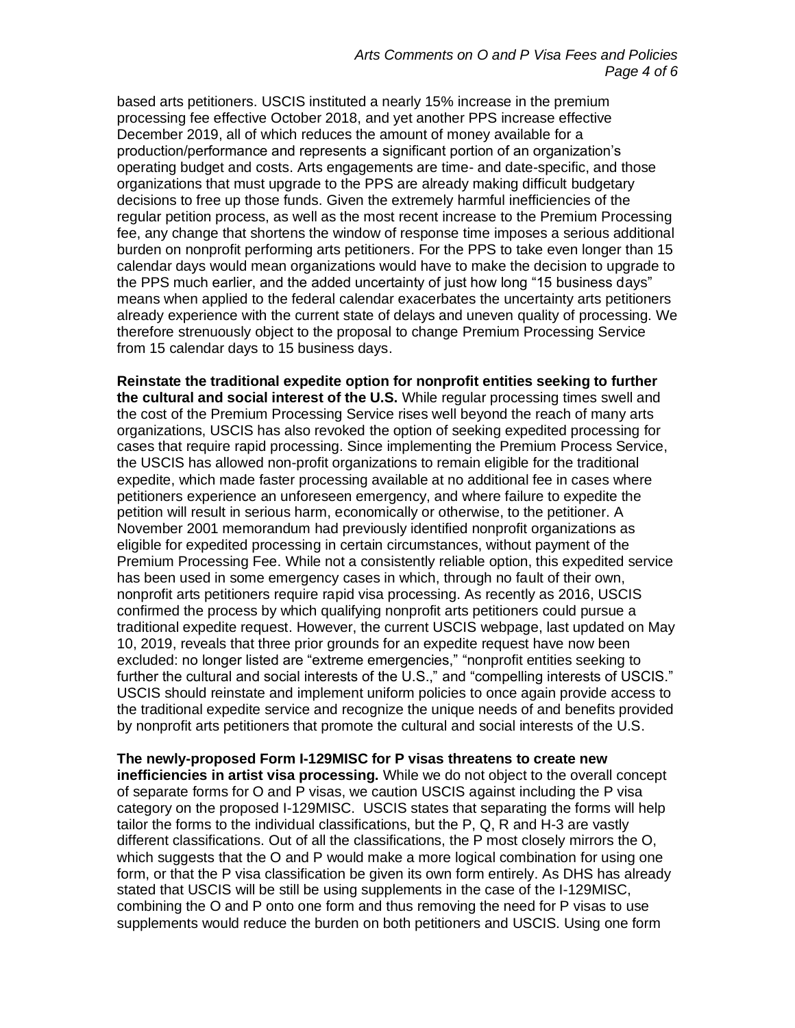based arts petitioners. USCIS instituted a nearly 15% increase in the premium processing fee effective October 2018, and yet another PPS increase effective December 2019, all of which reduces the amount of money available for a production/performance and represents a significant portion of an organization's operating budget and costs. Arts engagements are time- and date-specific, and those organizations that must upgrade to the PPS are already making difficult budgetary decisions to free up those funds. Given the extremely harmful inefficiencies of the regular petition process, as well as the most recent increase to the Premium Processing fee, any change that shortens the window of response time imposes a serious additional burden on nonprofit performing arts petitioners. For the PPS to take even longer than 15 calendar days would mean organizations would have to make the decision to upgrade to the PPS much earlier, and the added uncertainty of just how long "15 business days" means when applied to the federal calendar exacerbates the uncertainty arts petitioners already experience with the current state of delays and uneven quality of processing. We therefore strenuously object to the proposal to change Premium Processing Service from 15 calendar days to 15 business days.

**Reinstate the traditional expedite option for nonprofit entities seeking to further the cultural and social interest of the U.S.** While regular processing times swell and the cost of the Premium Processing Service rises well beyond the reach of many arts organizations, USCIS has also revoked the option of seeking expedited processing for cases that require rapid processing. Since implementing the Premium Process Service, the USCIS has allowed non-profit organizations to remain eligible for the traditional expedite, which made faster processing available at no additional fee in cases where petitioners experience an unforeseen emergency, and where failure to expedite the petition will result in serious harm, economically or otherwise, to the petitioner. A November 2001 memorandum had previously identified nonprofit organizations as eligible for expedited processing in certain circumstances, without payment of the Premium Processing Fee. While not a consistently reliable option, this expedited service has been used in some emergency cases in which, through no fault of their own, nonprofit arts petitioners require rapid visa processing. As recently as 2016, USCIS confirmed the process by which qualifying nonprofit arts petitioners could pursue a traditional expedite request. However, the current USCIS webpage, last updated on May 10, 2019, reveals that three prior grounds for an expedite request have now been excluded: no longer listed are "extreme emergencies," "nonprofit entities seeking to further the cultural and social interests of the U.S.," and "compelling interests of USCIS." USCIS should reinstate and implement uniform policies to once again provide access to the traditional expedite service and recognize the unique needs of and benefits provided by nonprofit arts petitioners that promote the cultural and social interests of the U.S.

**The newly-proposed Form I-129MISC for P visas threatens to create new inefficiencies in artist visa processing.** While we do not object to the overall concept of separate forms for O and P visas, we caution USCIS against including the P visa category on the proposed I-129MISC. USCIS states that separating the forms will help tailor the forms to the individual classifications, but the P, Q, R and H-3 are vastly different classifications. Out of all the classifications, the P most closely mirrors the O, which suggests that the O and P would make a more logical combination for using one form, or that the P visa classification be given its own form entirely. As DHS has already stated that USCIS will be still be using supplements in the case of the I-129MISC, combining the O and P onto one form and thus removing the need for P visas to use supplements would reduce the burden on both petitioners and USCIS. Using one form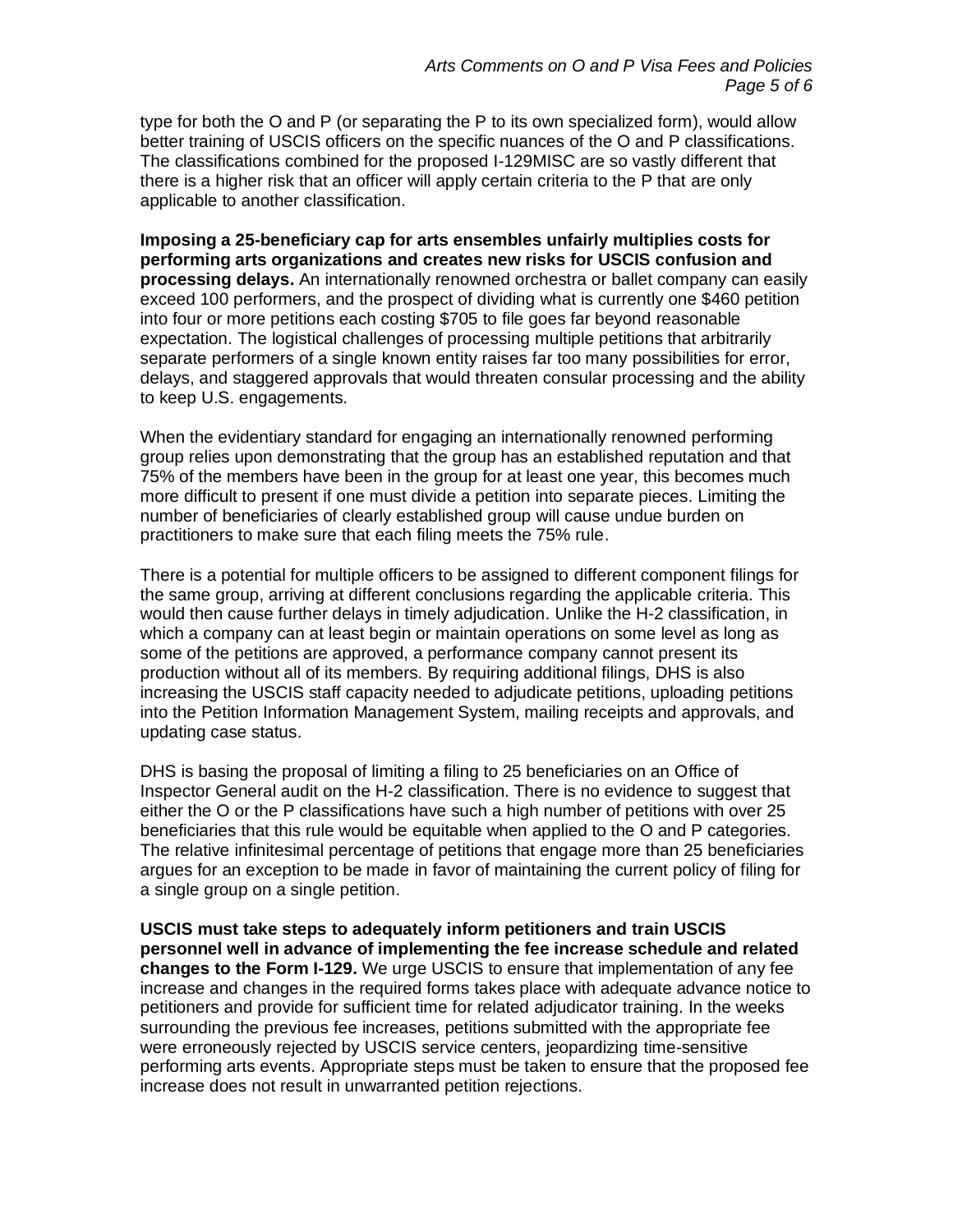type for both the O and P (or separating the P to its own specialized form), would allow better training of USCIS officers on the specific nuances of the O and P classifications. The classifications combined for the proposed I-129MISC are so vastly different that there is a higher risk that an officer will apply certain criteria to the P that are only applicable to another classification.

**Imposing a 25-beneficiary cap for arts ensembles unfairly multiplies costs for performing arts organizations and creates new risks for USCIS confusion and processing delays.** An internationally renowned orchestra or ballet company can easily exceed 100 performers, and the prospect of dividing what is currently one $460 petition into four or more petitions each costing $705 to file goes far beyond reasonable expectation. The logistical challenges of processing multiple petitions that arbitrarily separate performers of a single known entity raises far too many possibilities for error, delays, and staggered approvals that would threaten consular processing and the ability to keep U.S. engagements.

When the evidentiary standard for engaging an internationally renowned performing group relies upon demonstrating that the group has an established reputation and that 75% of the members have been in the group for at least one year, this becomes much more difficult to present if one must divide a petition into separate pieces. Limiting the number of beneficiaries of clearly established group will cause undue burden on practitioners to make sure that each filing meets the 75% rule.

There is a potential for multiple officers to be assigned to different component filings for the same group, arriving at different conclusions regarding the applicable criteria. This would then cause further delays in timely adjudication. Unlike the H-2 classification, in which a company can at least begin or maintain operations on some level as long as some of the petitions are approved, a performance company cannot present its production without all of its members. By requiring additional filings, DHS is also increasing the USCIS staff capacity needed to adjudicate petitions, uploading petitions into the Petition Information Management System, mailing receipts and approvals, and updating case status.

DHS is basing the proposal of limiting a filing to 25 beneficiaries on an Office of Inspector General audit on the H-2 classification. There is no evidence to suggest that either the O or the P classifications have such a high number of petitions with over 25 beneficiaries that this rule would be equitable when applied to the O and P categories. The relative infinitesimal percentage of petitions that engage more than 25 beneficiaries argues for an exception to be made in favor of maintaining the current policy of filing for a single group on a single petition.

**USCIS must take steps to adequately inform petitioners and train USCIS personnel well in advance of implementing the fee increase schedule and related changes to the Form I-129.** We urge USCIS to ensure that implementation of any fee increase and changes in the required forms takes place with adequate advance notice to petitioners and provide for sufficient time for related adjudicator training. In the weeks surrounding the previous fee increases, petitions submitted with the appropriate fee were erroneously rejected by USCIS service centers, jeopardizing time-sensitive performing arts events. Appropriate steps must be taken to ensure that the proposed fee increase does not result in unwarranted petition rejections.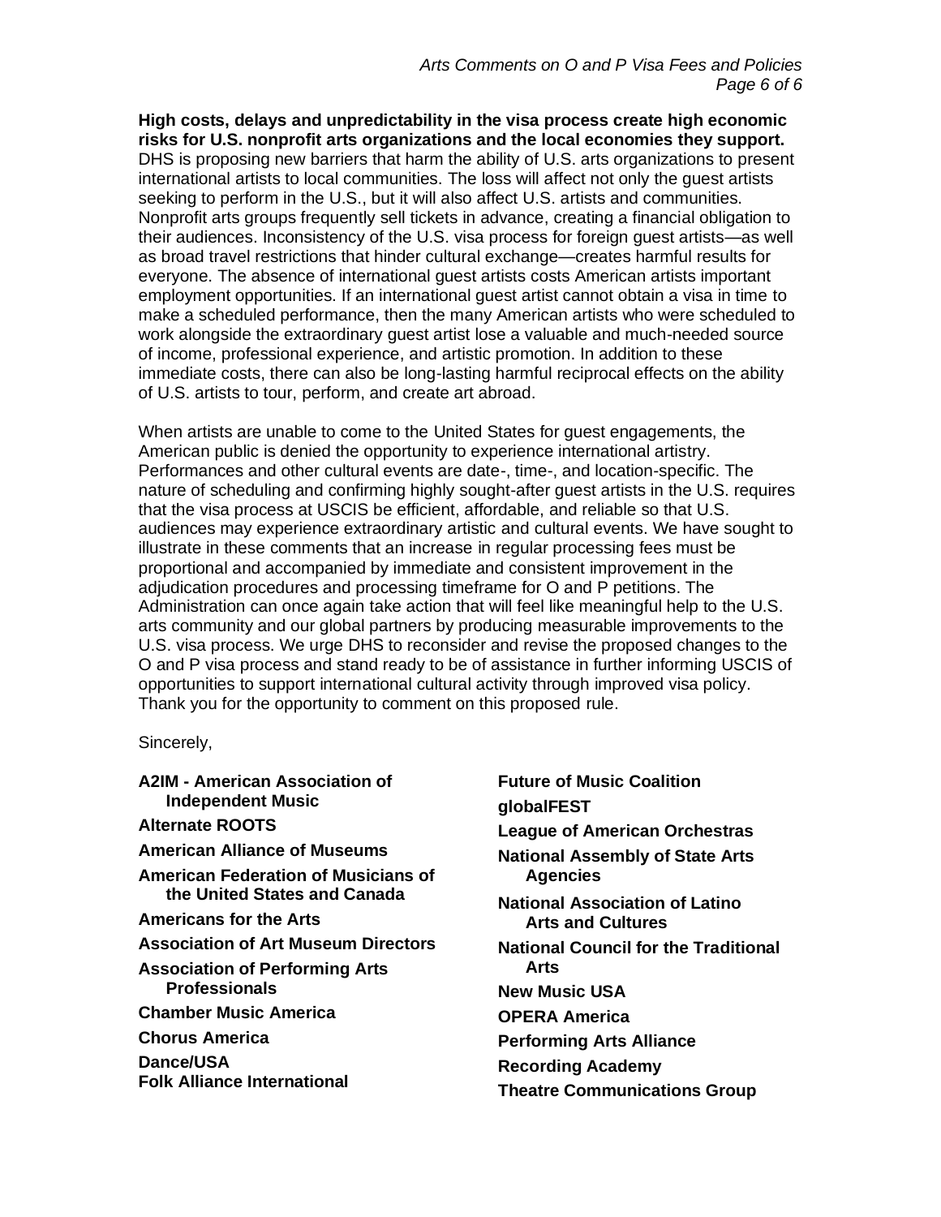**High costs, delays and unpredictability in the visa process create high economic risks for U.S. nonprofit arts organizations and the local economies they support.** DHS is proposing new barriers that harm the ability of U.S. arts organizations to present international artists to local communities. The loss will affect not only the guest artists seeking to perform in the U.S., but it will also affect U.S. artists and communities. Nonprofit arts groups frequently sell tickets in advance, creating a financial obligation to their audiences. Inconsistency of the U.S. visa process for foreign guest artists—as well as broad travel restrictions that hinder cultural exchange—creates harmful results for everyone. The absence of international guest artists costs American artists important employment opportunities. If an international guest artist cannot obtain a visa in time to make a scheduled performance, then the many American artists who were scheduled to work alongside the extraordinary guest artist lose a valuable and much-needed source of income, professional experience, and artistic promotion. In addition to these immediate costs, there can also be long-lasting harmful reciprocal effects on the ability of U.S. artists to tour, perform, and create art abroad.

When artists are unable to come to the United States for guest engagements, the American public is denied the opportunity to experience international artistry. Performances and other cultural events are date-, time-, and location-specific. The nature of scheduling and confirming highly sought-after guest artists in the U.S. requires that the visa process at USCIS be efficient, affordable, and reliable so that U.S. audiences may experience extraordinary artistic and cultural events. We have sought to illustrate in these comments that an increase in regular processing fees must be proportional and accompanied by immediate and consistent improvement in the adjudication procedures and processing timeframe for O and P petitions. The Administration can once again take action that will feel like meaningful help to the U.S. arts community and our global partners by producing measurable improvements to the U.S. visa process. We urge DHS to reconsider and revise the proposed changes to the O and P visa process and stand ready to be of assistance in further informing USCIS of opportunities to support international cultural activity through improved visa policy. Thank you for the opportunity to comment on this proposed rule.

Sincerely,

**A2IM - American Association of Independent Music**
**Alternate ROOTS**
**American Alliance of Museums**
**American Federation of Musicians of the United States and Canada**
**Americans for the Arts**
**Association of Art Museum Directors**
**Association of Performing Arts Professionals**
**Chamber Music America**
**Chorus America**
**Dance/USA**
**Folk Alliance International**
**Future of Music Coalition**
**globalFEST**
**League of American Orchestras**
**National Assembly of State Arts Agencies**
**National Association of Latino Arts and Cultures**
**National Council for the Traditional Arts**
**New Music USA**
**OPERA America**
**Performing Arts Alliance**
**Recording Academy**
**Theatre Communications Group**